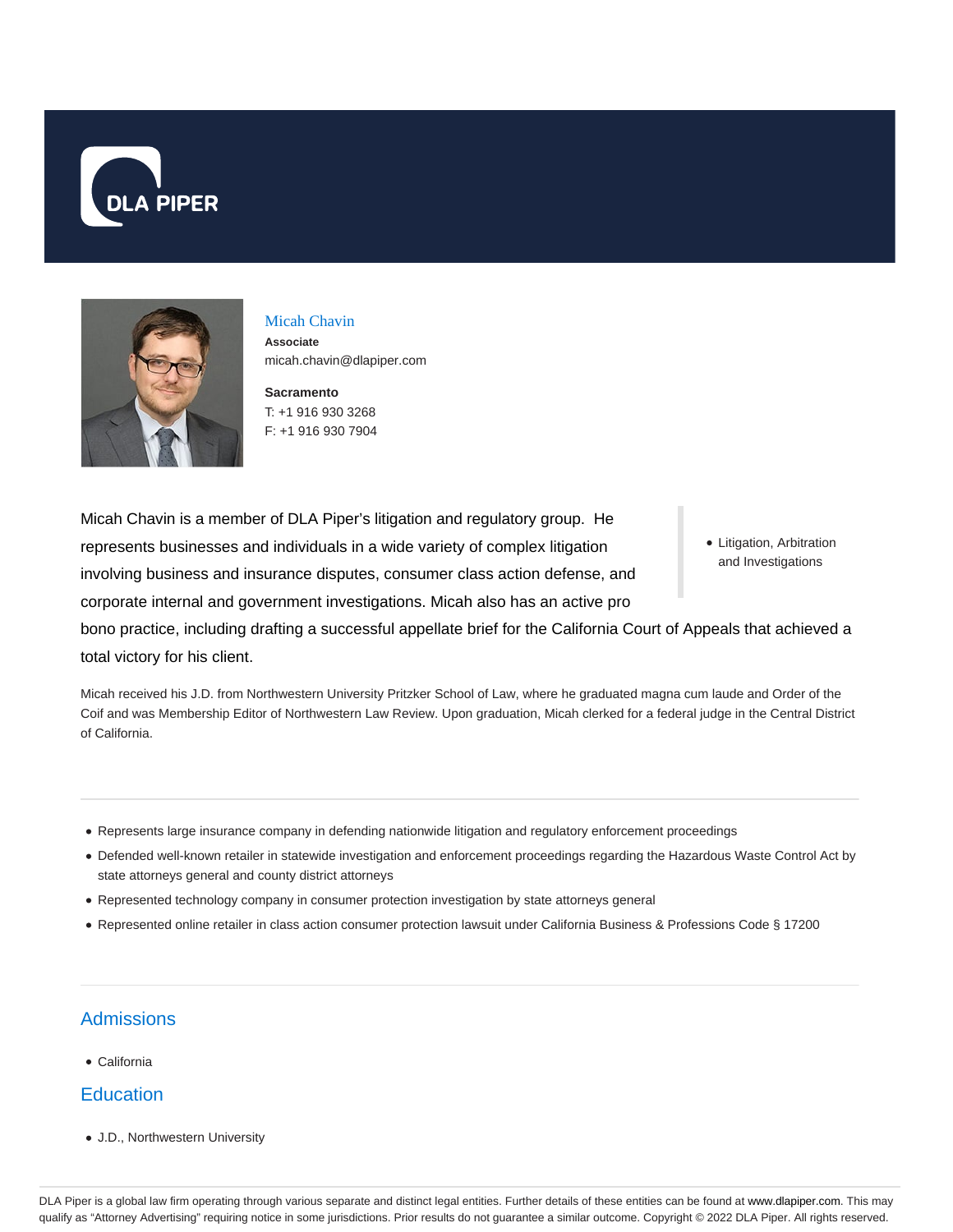# Micah Chavin

**Associate**

micah.chavin@dlapiper.com

**Sacramento**

T: +1 916 930 3268

F: +1 916 930 7904

- Litigation, Arbitration and Investigations

Micah Chavin is a member of DLA Piper's litigation and regulatory group. He represents businesses and individuals in a wide variety of complex litigation involving business and insurance disputes, consumer class action defense, and corporate internal and government investigations. Micah also has an active pro bono practice, including drafting a successful appellate brief for the California Court of Appeals that achieved a total victory for his client.

Micah received his J.D. from Northwestern University Pritzker School of Law, where he graduated magna cum laude and Order of the Coif and was Membership Editor of Northwestern Law Review. Upon graduation, Micah clerked for a federal judge in the Central District of California.

---

- Represents large insurance company in defending nationwide litigation and regulatory enforcement proceedings
- Defended well-known retailer in statewide investigation and enforcement proceedings regarding the Hazardous Waste Control Act by state attorneys general and county district attorneys
- Represented technology company in consumer protection investigation by state attorneys general
- Represented online retailer in class action consumer protection lawsuit under California Business & Professions Code § 17200

---

## Admissions

- California

## Education

- J.D., Northwestern University

DLA Piper is a global law firm operating through various separate and distinct legal entities. Further details of these entities can be found at www.dlapiper.com. This may qualify as "Attorney Advertising" requiring notice in some jurisdictions. Prior results do not guarantee a similar outcome. Copyright © 2022 DLA Piper. All rights reserved.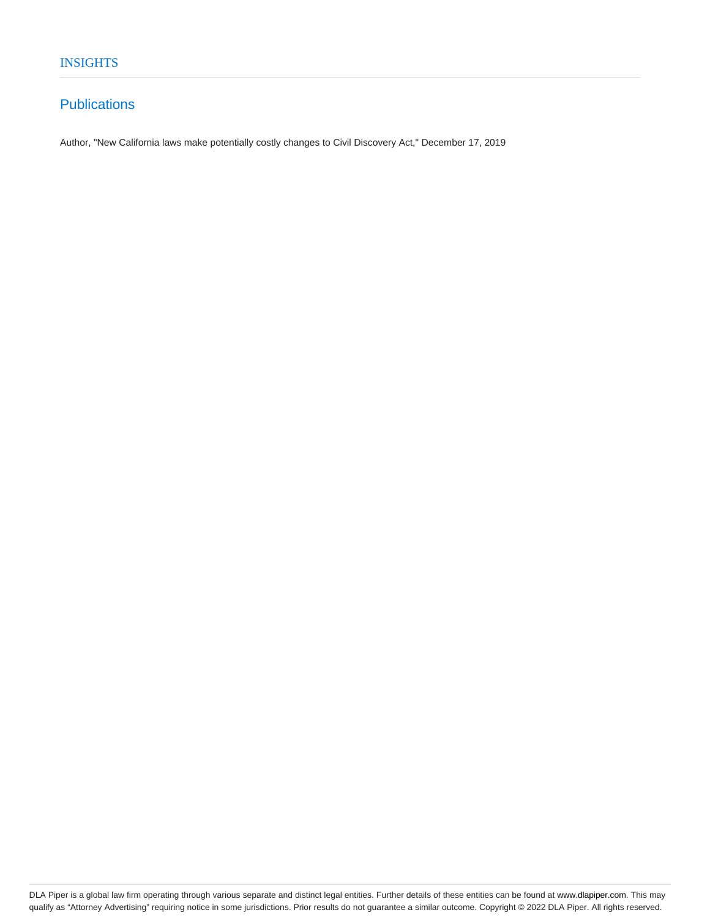INSIGHTS

## Publications

Author, "New California laws make potentially costly changes to Civil Discovery Act," December 17, 2019